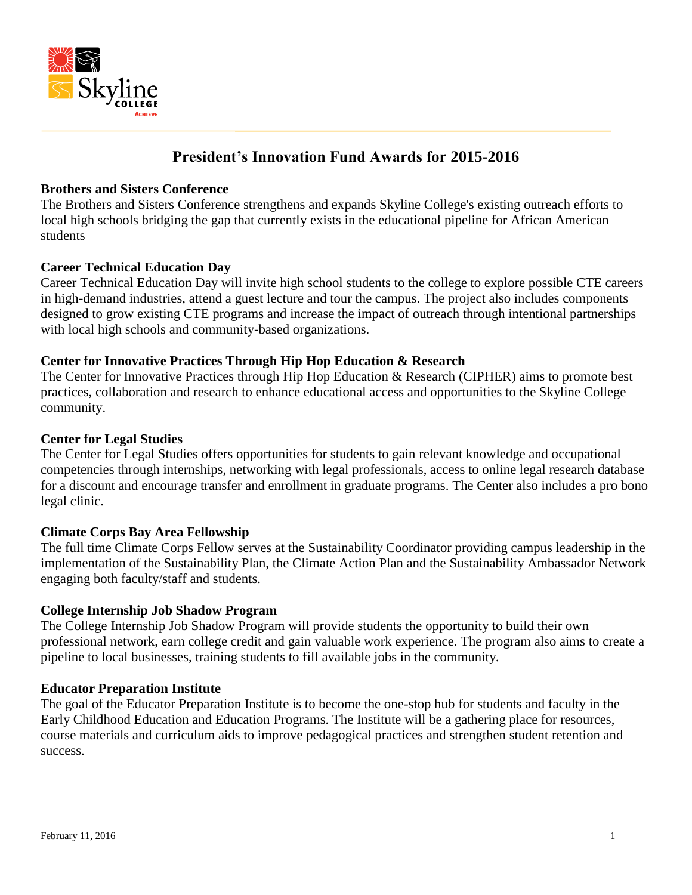# President's Innovation Fund Awards for 2015-2016

**Brothers and Sisters Conference**

The Brothers and Sisters Conference strengthens and expands Skyline College's existing outreach efforts to local high schools bridging the gap that currently exists in the educational pipeline for African American students

**Career Technical Education Day**

Career Technical Education Day will invite high school students to the college to explore possible CTE careers in high-demand industries, attend a guest lecture and tour the campus. The project also includes components designed to grow existing CTE programs and increase the impact of outreach through intentional partnerships with local high schools and community-based organizations.

**Center for Innovative Practices Through Hip Hop Education & Research**

The Center for Innovative Practices through Hip Hop Education & Research (CIPHER) aims to promote best practices, collaboration and research to enhance educational access and opportunities to the Skyline College community.

**Center for Legal Studies**

The Center for Legal Studies offers opportunities for students to gain relevant knowledge and occupational competencies through internships, networking with legal professionals, access to online legal research database for a discount and encourage transfer and enrollment in graduate programs. The Center also includes a pro bono legal clinic.

**Climate Corps Bay Area Fellowship**

The full time Climate Corps Fellow serves at the Sustainability Coordinator providing campus leadership in the implementation of the Sustainability Plan, the Climate Action Plan and the Sustainability Ambassador Network engaging both faculty/staff and students.

**College Internship Job Shadow Program**

The College Internship Job Shadow Program will provide students the opportunity to build their own professional network, earn college credit and gain valuable work experience. The program also aims to create a pipeline to local businesses, training students to fill available jobs in the community.

**Educator Preparation Institute**

The goal of the Educator Preparation Institute is to become the one-stop hub for students and faculty in the Early Childhood Education and Education Programs. The Institute will be a gathering place for resources, course materials and curriculum aids to improve pedagogical practices and strengthen student retention and success.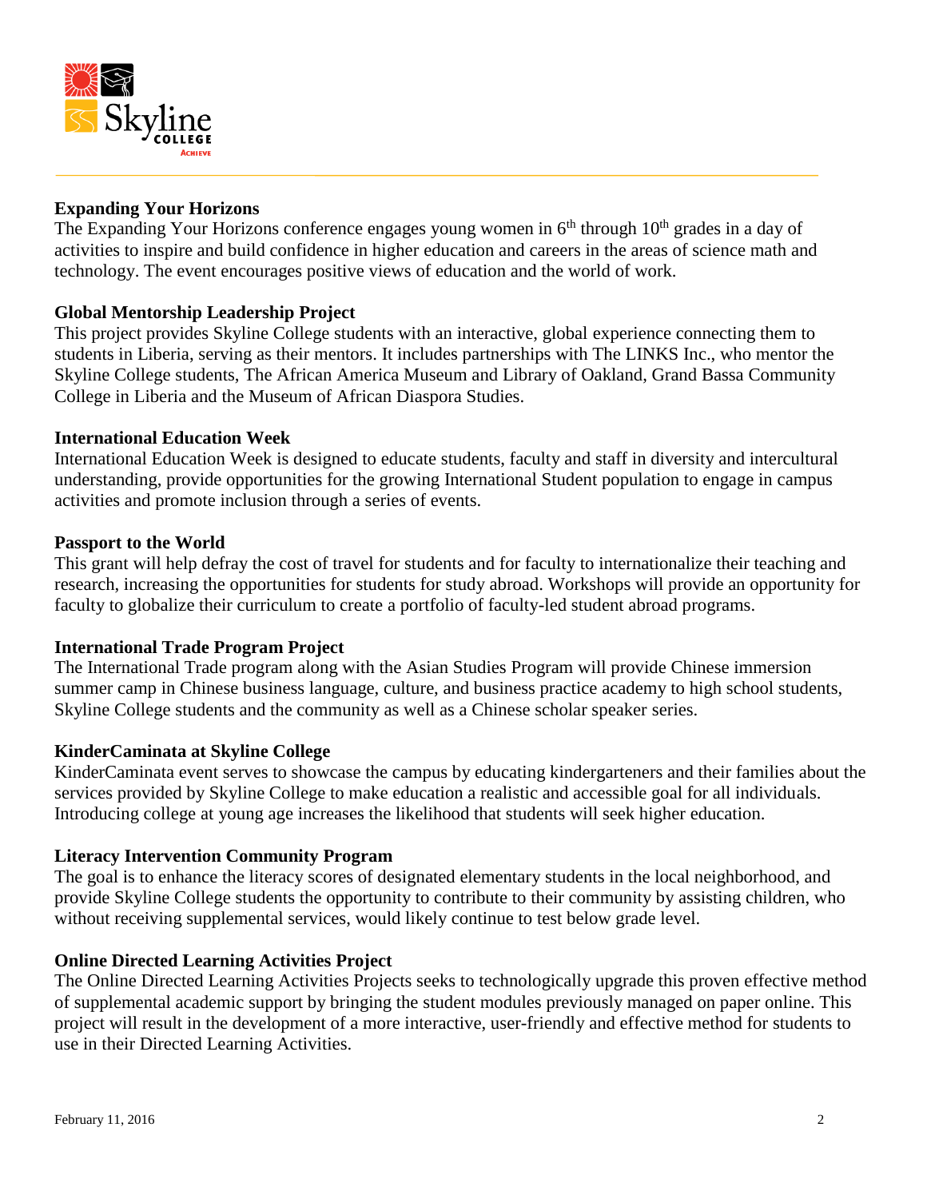**Expanding Your Horizons**
The Expanding Your Horizons conference engages young women in 6th through 10th grades in a day of activities to inspire and build confidence in higher education and careers in the areas of science math and technology. The event encourages positive views of education and the world of work.

**Global Mentorship Leadership Project**
This project provides Skyline College students with an interactive, global experience connecting them to students in Liberia, serving as their mentors. It includes partnerships with The LINKS Inc., who mentor the Skyline College students, The African America Museum and Library of Oakland, Grand Bassa Community College in Liberia and the Museum of African Diaspora Studies.

**International Education Week**
International Education Week is designed to educate students, faculty and staff in diversity and intercultural understanding, provide opportunities for the growing International Student population to engage in campus activities and promote inclusion through a series of events.

**Passport to the World**
This grant will help defray the cost of travel for students and for faculty to internationalize their teaching and research, increasing the opportunities for students for study abroad. Workshops will provide an opportunity for faculty to globalize their curriculum to create a portfolio of faculty-led student abroad programs.

**International Trade Program Project**
The International Trade program along with the Asian Studies Program will provide Chinese immersion summer camp in Chinese business language, culture, and business practice academy to high school students, Skyline College students and the community as well as a Chinese scholar speaker series.

**KinderCaminata at Skyline College**
KinderCaminata event serves to showcase the campus by educating kindergarteners and their families about the services provided by Skyline College to make education a realistic and accessible goal for all individuals. Introducing college at young age increases the likelihood that students will seek higher education.

**Literacy Intervention Community Program**
The goal is to enhance the literacy scores of designated elementary students in the local neighborhood, and provide Skyline College students the opportunity to contribute to their community by assisting children, who without receiving supplemental services, would likely continue to test below grade level.

**Online Directed Learning Activities Project**
The Online Directed Learning Activities Projects seeks to technologically upgrade this proven effective method of supplemental academic support by bringing the student modules previously managed on paper online. This project will result in the development of a more interactive, user-friendly and effective method for students to use in their Directed Learning Activities.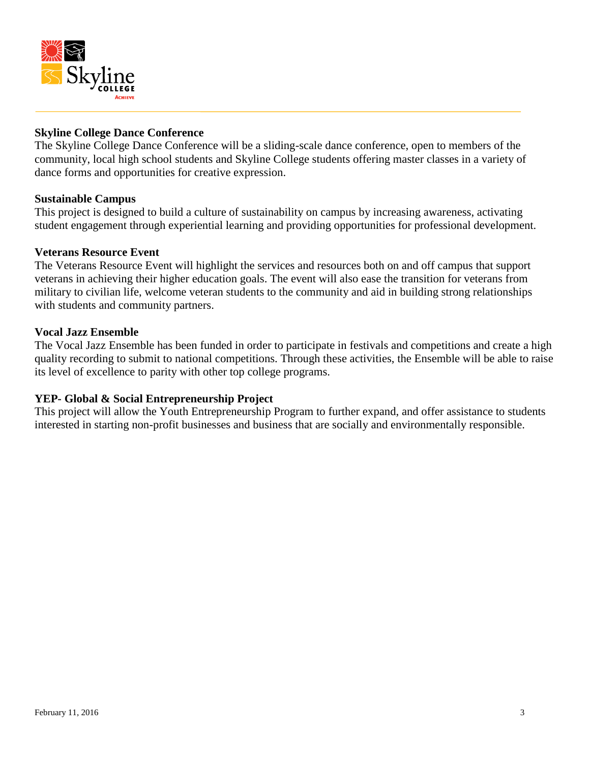**Skyline College Dance Conference**
The Skyline College Dance Conference will be a sliding-scale dance conference, open to members of the community, local high school students and Skyline College students offering master classes in a variety of dance forms and opportunities for creative expression.

**Sustainable Campus**
This project is designed to build a culture of sustainability on campus by increasing awareness, activating student engagement through experiential learning and providing opportunities for professional development.

**Veterans Resource Event**
The Veterans Resource Event will highlight the services and resources both on and off campus that support veterans in achieving their higher education goals. The event will also ease the transition for veterans from military to civilian life, welcome veteran students to the community and aid in building strong relationships with students and community partners.

**Vocal Jazz Ensemble**
The Vocal Jazz Ensemble has been funded in order to participate in festivals and competitions and create a high quality recording to submit to national competitions. Through these activities, the Ensemble will be able to raise its level of excellence to parity with other top college programs.

**YEP- Global & Social Entrepreneurship Project**
This project will allow the Youth Entrepreneurship Program to further expand, and offer assistance to students interested in starting non-profit businesses and business that are socially and environmentally responsible.